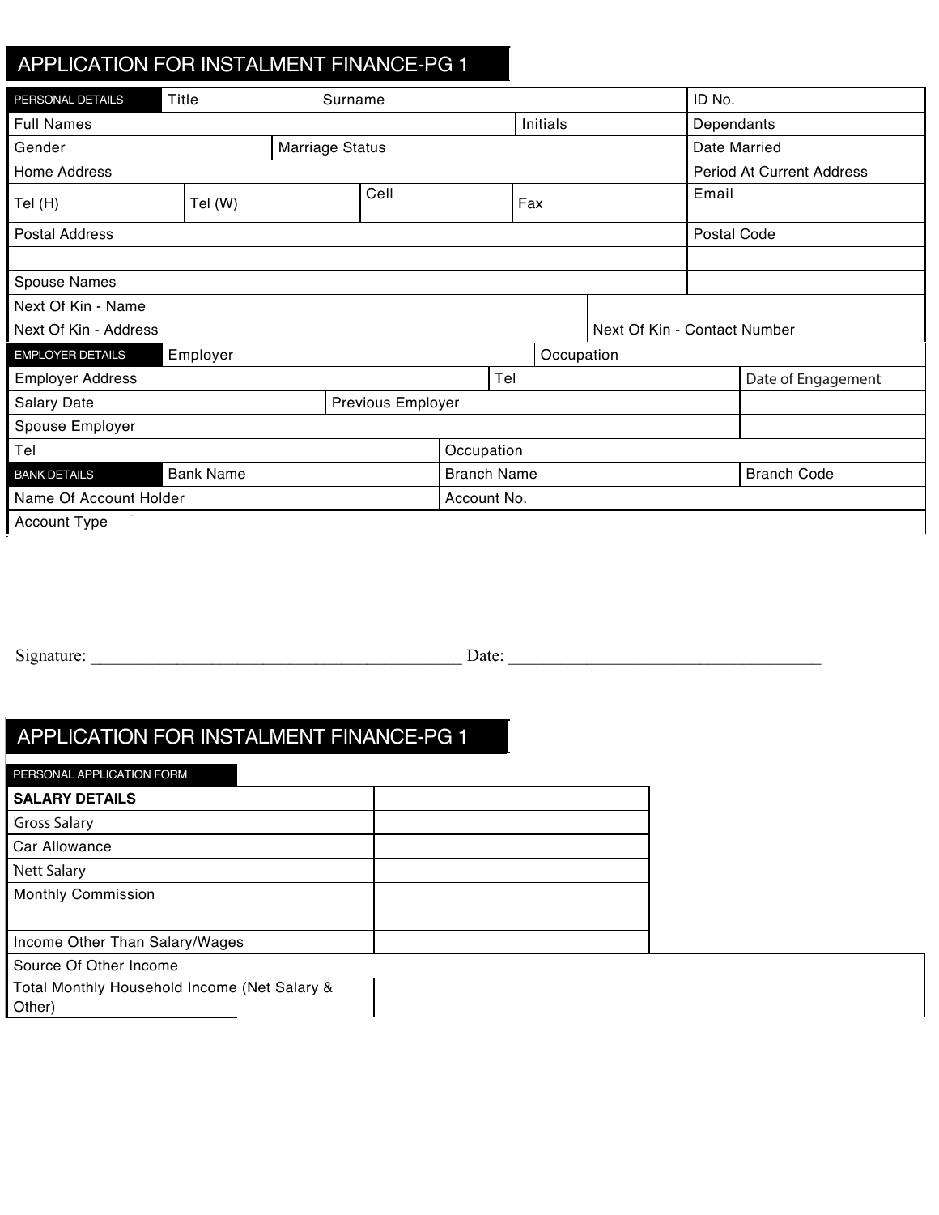# APPLICATION FOR INSTALMENT FINANCE-PG 1

| PERSONAL DETAILS | Title | Surname | | ID No. |
|---|---|---|---|---|
| Full Names | | | Initials | Dependants |
| Gender | | Marriage Status | | Date Married |
| Home Address | | | | Period At Current Address |
| Tel (H) | Tel (W) | Cell | Fax | Email |
| Postal Address | | | | Postal Code |
| | | | | |
| Spouse Names | | | | |
| Next Of Kin - Name | | | | |
| Next Of Kin - Address | | | Next Of Kin - Contact Number | |

| EMPLOYER DETAILS | Employer | Occupation | |
|---|---|---|---|
| Employer Address | | Tel | Date of Engagement |
| Salary Date | Previous Employer | | |
| Spouse Employer | | | |
| Tel | | Occupation | |

| BANK DETAILS | Bank Name | Branch Name | Branch Code |
|---|---|---|---|
| Name Of Account Holder | | Account No. | |
| Account Type | | | |

Signature: ________________________________________ Date: __________________________________

# APPLICATION FOR INSTALMENT FINANCE-PG 1

PERSONAL APPLICATION FORM

| **SALARY DETAILS** | |
|---|---|
| Gross Salary | |
| Car Allowance | |
| Nett Salary | |
| Monthly Commission | |
| | |
| Income Other Than Salary/Wages | |
| Source Of Other Income | |
| Total Monthly Household Income (Net Salary & Other) | |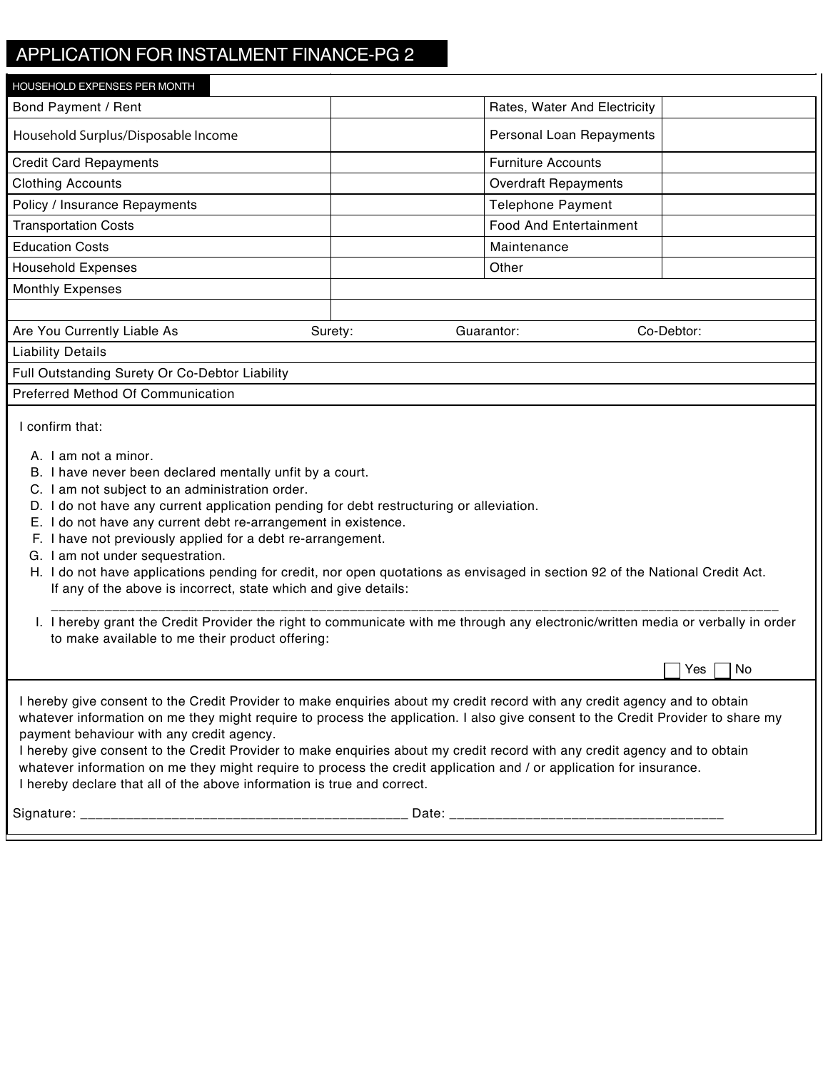# APPLICATION FOR INSTALMENT FINANCE-PG 2

## HOUSEHOLD EXPENSES PER MONTH

| | | | |
|---|---|---|---|
| Bond Payment / Rent | | Rates, Water And Electricity | |
| Household Surplus/Disposable Income | | Personal Loan Repayments | |
| Credit Card Repayments | | Furniture Accounts | |
| Clothing Accounts | | Overdraft Repayments | |
| Policy / Insurance Repayments | | Telephone Payment | |
| Transportation Costs | | Food And Entertainment | |
| Education Costs | | Maintenance | |
| Household Expenses | | Other | |
| Monthly Expenses | | | |
| | | | |

| | | | |
|---|---|---|---|
| Are You Currently Liable As | Surety: | Guarantor: | Co-Debtor: |
| Liability Details | | | |
| Full Outstanding Surety Or Co-Debtor Liability | | | |
| Preferred Method Of Communication | | | |

I confirm that:

A. I am not a minor.
B. I have never been declared mentally unfit by a court.
C. I am not subject to an administration order.
D. I do not have any current application pending for debt restructuring or alleviation.
E. I do not have any current debt re-arrangement in existence.
F. I have not previously applied for a debt re-arrangement.
G. I am not under sequestration.
H. I do not have applications pending for credit, nor open quotations as envisaged in section 92 of the National Credit Act.
   If any of the above is incorrect, state which and give details:
   ______________________________________________________________________________________________
I. I hereby grant the Credit Provider the right to communicate with me through any electronic/written media or verbally in order to make available to me their product offering:

☐ Yes ☐ No

I hereby give consent to the Credit Provider to make enquiries about my credit record with any credit agency and to obtain whatever information on me they might require to process the application. I also give consent to the Credit Provider to share my payment behaviour with any credit agency.
I hereby give consent to the Credit Provider to make enquiries about my credit record with any credit agency and to obtain whatever information on me they might require to process the credit application and / or application for insurance.
I hereby declare that all of the above information is true and correct.

Signature: __________________________________________ Date: ___________________________________